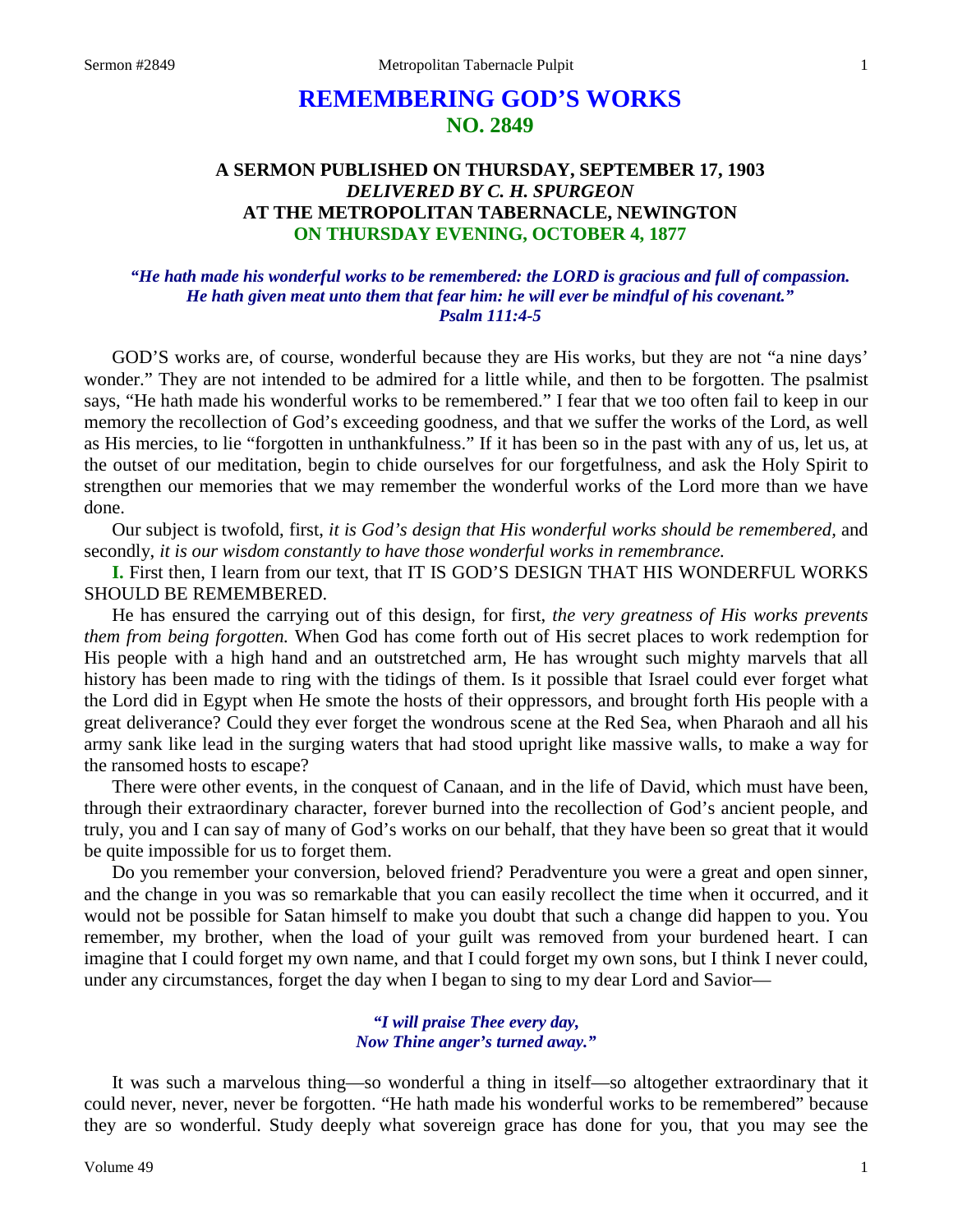# REMEMBERING GOD'S WORKS
## NO. 2849

### A SERMON PUBLISHED ON THURSDAY, SEPTEMBER 17, 1903
### *DELIVERED BY C. H. SPURGEON*
### AT THE METROPOLITAN TABERNACLE, NEWINGTON
### ON THURSDAY EVENING, OCTOBER 4, 1877

***"He hath made his wonderful works to be remembered: the LORD is gracious and full of compassion. He hath given meat unto them that fear him: he will ever be mindful of his covenant." Psalm 111:4-5***

GOD'S works are, of course, wonderful because they are His works, but they are not "a nine days' wonder." They are not intended to be admired for a little while, and then to be forgotten. The psalmist says, "He hath made his wonderful works to be remembered." I fear that we too often fail to keep in our memory the recollection of God's exceeding goodness, and that we suffer the works of the Lord, as well as His mercies, to lie "forgotten in unthankfulness." If it has been so in the past with any of us, let us, at the outset of our meditation, begin to chide ourselves for our forgetfulness, and ask the Holy Spirit to strengthen our memories that we may remember the wonderful works of the Lord more than we have done.

Our subject is twofold, first, *it is God's design that His wonderful works should be remembered,* and secondly, *it is our wisdom constantly to have those wonderful works in remembrance.*

**I.** First then, I learn from our text, that IT IS GOD'S DESIGN THAT HIS WONDERFUL WORKS SHOULD BE REMEMBERED.

He has ensured the carrying out of this design, for first, *the very greatness of His works prevents them from being forgotten.* When God has come forth out of His secret places to work redemption for His people with a high hand and an outstretched arm, He has wrought such mighty marvels that all history has been made to ring with the tidings of them. Is it possible that Israel could ever forget what the Lord did in Egypt when He smote the hosts of their oppressors, and brought forth His people with a great deliverance? Could they ever forget the wondrous scene at the Red Sea, when Pharaoh and all his army sank like lead in the surging waters that had stood upright like massive walls, to make a way for the ransomed hosts to escape?

There were other events, in the conquest of Canaan, and in the life of David, which must have been, through their extraordinary character, forever burned into the recollection of God's ancient people, and truly, you and I can say of many of God's works on our behalf, that they have been so great that it would be quite impossible for us to forget them.

Do you remember your conversion, beloved friend? Peradventure you were a great and open sinner, and the change in you was so remarkable that you can easily recollect the time when it occurred, and it would not be possible for Satan himself to make you doubt that such a change did happen to you. You remember, my brother, when the load of your guilt was removed from your burdened heart. I can imagine that I could forget my own name, and that I could forget my own sons, but I think I never could, under any circumstances, forget the day when I began to sing to my dear Lord and Savior—

> *"I will praise Thee every day,*
> *Now Thine anger's turned away."*

It was such a marvelous thing—so wonderful a thing in itself—so altogether extraordinary that it could never, never, never be forgotten. "He hath made his wonderful works to be remembered" because they are so wonderful. Study deeply what sovereign grace has done for you, that you may see the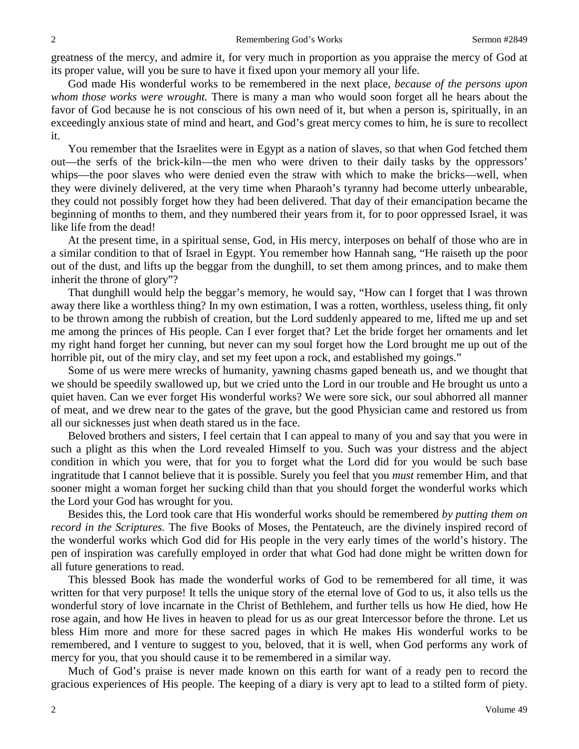greatness of the mercy, and admire it, for very much in proportion as you appraise the mercy of God at its proper value, will you be sure to have it fixed upon your memory all your life.

God made His wonderful works to be remembered in the next place, *because of the persons upon whom those works were wrought.* There is many a man who would soon forget all he hears about the favor of God because he is not conscious of his own need of it, but when a person is, spiritually, in an exceedingly anxious state of mind and heart, and God's great mercy comes to him, he is sure to recollect it.

You remember that the Israelites were in Egypt as a nation of slaves, so that when God fetched them out—the serfs of the brick-kiln—the men who were driven to their daily tasks by the oppressors' whips—the poor slaves who were denied even the straw with which to make the bricks—well, when they were divinely delivered, at the very time when Pharaoh's tyranny had become utterly unbearable, they could not possibly forget how they had been delivered. That day of their emancipation became the beginning of months to them, and they numbered their years from it, for to poor oppressed Israel, it was like life from the dead!

At the present time, in a spiritual sense, God, in His mercy, interposes on behalf of those who are in a similar condition to that of Israel in Egypt. You remember how Hannah sang, "He raiseth up the poor out of the dust, and lifts up the beggar from the dunghill, to set them among princes, and to make them inherit the throne of glory"?

That dunghill would help the beggar's memory, he would say, "How can I forget that I was thrown away there like a worthless thing? In my own estimation, I was a rotten, worthless, useless thing, fit only to be thrown among the rubbish of creation, but the Lord suddenly appeared to me, lifted me up and set me among the princes of His people. Can I ever forget that? Let the bride forget her ornaments and let my right hand forget her cunning, but never can my soul forget how the Lord brought me up out of the horrible pit, out of the miry clay, and set my feet upon a rock, and established my goings."

Some of us were mere wrecks of humanity, yawning chasms gaped beneath us, and we thought that we should be speedily swallowed up, but we cried unto the Lord in our trouble and He brought us unto a quiet haven. Can we ever forget His wonderful works? We were sore sick, our soul abhorred all manner of meat, and we drew near to the gates of the grave, but the good Physician came and restored us from all our sicknesses just when death stared us in the face.

Beloved brothers and sisters, I feel certain that I can appeal to many of you and say that you were in such a plight as this when the Lord revealed Himself to you. Such was your distress and the abject condition in which you were, that for you to forget what the Lord did for you would be such base ingratitude that I cannot believe that it is possible. Surely you feel that you *must* remember Him, and that sooner might a woman forget her sucking child than that you should forget the wonderful works which the Lord your God has wrought for you.

Besides this, the Lord took care that His wonderful works should be remembered *by putting them on record in the Scriptures.* The five Books of Moses, the Pentateuch, are the divinely inspired record of the wonderful works which God did for His people in the very early times of the world's history. The pen of inspiration was carefully employed in order that what God had done might be written down for all future generations to read.

This blessed Book has made the wonderful works of God to be remembered for all time, it was written for that very purpose! It tells the unique story of the eternal love of God to us, it also tells us the wonderful story of love incarnate in the Christ of Bethlehem, and further tells us how He died, how He rose again, and how He lives in heaven to plead for us as our great Intercessor before the throne. Let us bless Him more and more for these sacred pages in which He makes His wonderful works to be remembered, and I venture to suggest to you, beloved, that it is well, when God performs any work of mercy for you, that you should cause it to be remembered in a similar way.

Much of God's praise is never made known on this earth for want of a ready pen to record the gracious experiences of His people. The keeping of a diary is very apt to lead to a stilted form of piety.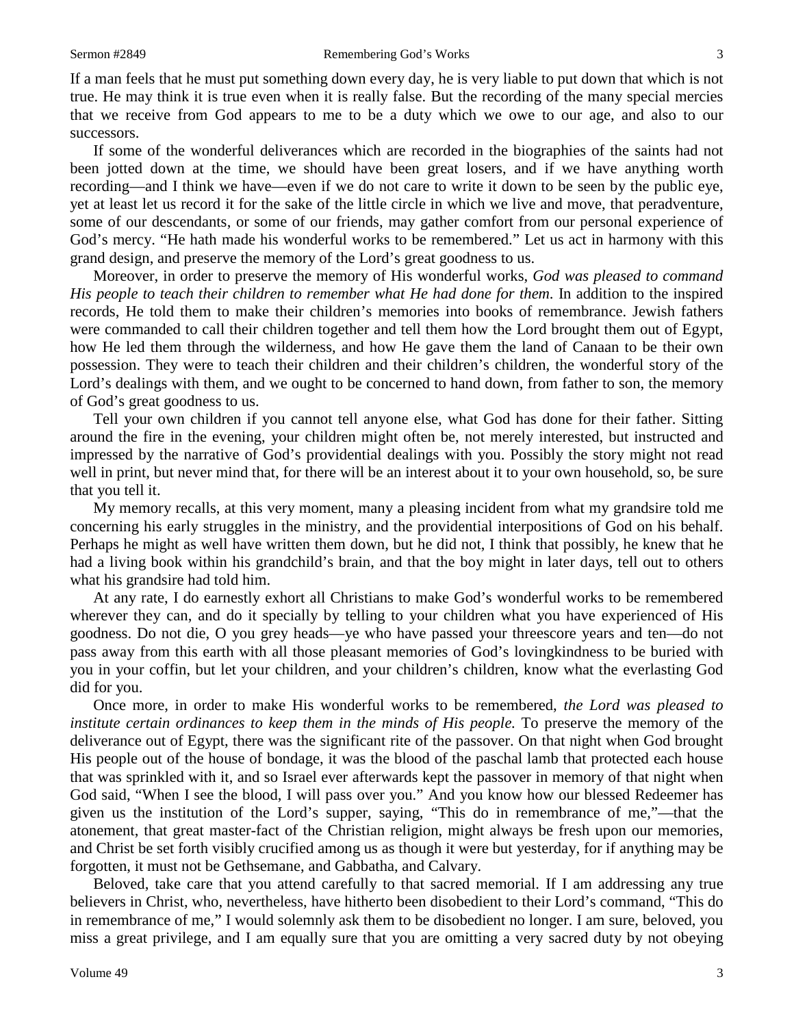If a man feels that he must put something down every day, he is very liable to put down that which is not true. He may think it is true even when it is really false. But the recording of the many special mercies that we receive from God appears to me to be a duty which we owe to our age, and also to our successors.

If some of the wonderful deliverances which are recorded in the biographies of the saints had not been jotted down at the time, we should have been great losers, and if we have anything worth recording—and I think we have—even if we do not care to write it down to be seen by the public eye, yet at least let us record it for the sake of the little circle in which we live and move, that peradventure, some of our descendants, or some of our friends, may gather comfort from our personal experience of God's mercy. "He hath made his wonderful works to be remembered." Let us act in harmony with this grand design, and preserve the memory of the Lord's great goodness to us.

Moreover, in order to preserve the memory of His wonderful works, *God was pleased to command His people to teach their children to remember what He had done for them*. In addition to the inspired records, He told them to make their children's memories into books of remembrance. Jewish fathers were commanded to call their children together and tell them how the Lord brought them out of Egypt, how He led them through the wilderness, and how He gave them the land of Canaan to be their own possession. They were to teach their children and their children's children, the wonderful story of the Lord's dealings with them, and we ought to be concerned to hand down, from father to son, the memory of God's great goodness to us.

Tell your own children if you cannot tell anyone else, what God has done for their father. Sitting around the fire in the evening, your children might often be, not merely interested, but instructed and impressed by the narrative of God's providential dealings with you. Possibly the story might not read well in print, but never mind that, for there will be an interest about it to your own household, so, be sure that you tell it.

My memory recalls, at this very moment, many a pleasing incident from what my grandsire told me concerning his early struggles in the ministry, and the providential interpositions of God on his behalf. Perhaps he might as well have written them down, but he did not, I think that possibly, he knew that he had a living book within his grandchild's brain, and that the boy might in later days, tell out to others what his grandsire had told him.

At any rate, I do earnestly exhort all Christians to make God's wonderful works to be remembered wherever they can, and do it specially by telling to your children what you have experienced of His goodness. Do not die, O you grey heads—ye who have passed your threescore years and ten—do not pass away from this earth with all those pleasant memories of God's lovingkindness to be buried with you in your coffin, but let your children, and your children's children, know what the everlasting God did for you.

Once more, in order to make His wonderful works to be remembered, *the Lord was pleased to institute certain ordinances to keep them in the minds of His people.* To preserve the memory of the deliverance out of Egypt, there was the significant rite of the passover. On that night when God brought His people out of the house of bondage, it was the blood of the paschal lamb that protected each house that was sprinkled with it, and so Israel ever afterwards kept the passover in memory of that night when God said, "When I see the blood, I will pass over you." And you know how our blessed Redeemer has given us the institution of the Lord's supper, saying, "This do in remembrance of me,"—that the atonement, that great master-fact of the Christian religion, might always be fresh upon our memories, and Christ be set forth visibly crucified among us as though it were but yesterday, for if anything may be forgotten, it must not be Gethsemane, and Gabbatha, and Calvary.

Beloved, take care that you attend carefully to that sacred memorial. If I am addressing any true believers in Christ, who, nevertheless, have hitherto been disobedient to their Lord's command, "This do in remembrance of me," I would solemnly ask them to be disobedient no longer. I am sure, beloved, you miss a great privilege, and I am equally sure that you are omitting a very sacred duty by not obeying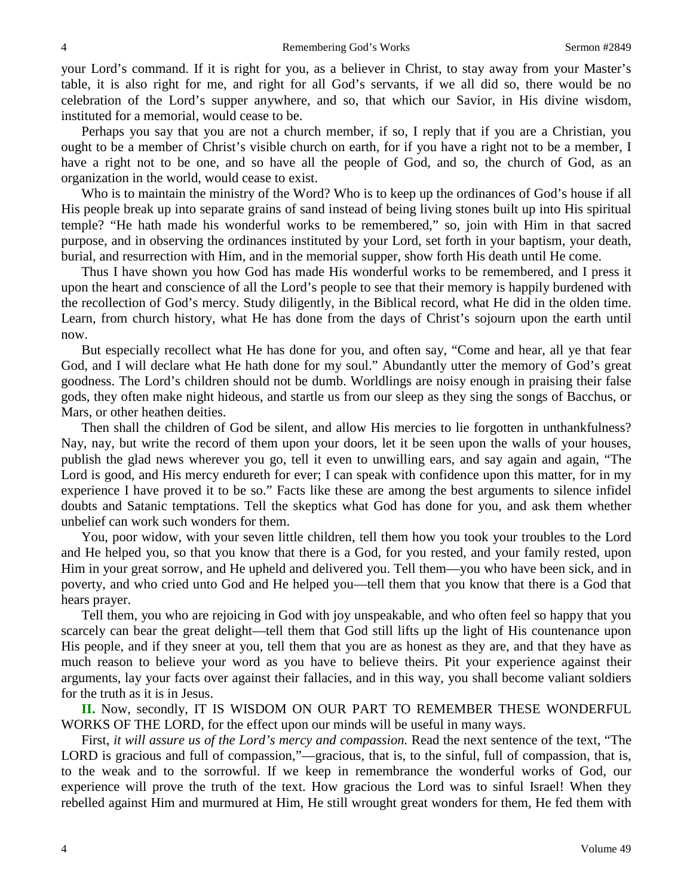your Lord's command. If it is right for you, as a believer in Christ, to stay away from your Master's table, it is also right for me, and right for all God's servants, if we all did so, there would be no celebration of the Lord's supper anywhere, and so, that which our Savior, in His divine wisdom, instituted for a memorial, would cease to be.

Perhaps you say that you are not a church member, if so, I reply that if you are a Christian, you ought to be a member of Christ's visible church on earth, for if you have a right not to be a member, I have a right not to be one, and so have all the people of God, and so, the church of God, as an organization in the world, would cease to exist.

Who is to maintain the ministry of the Word? Who is to keep up the ordinances of God's house if all His people break up into separate grains of sand instead of being living stones built up into His spiritual temple? "He hath made his wonderful works to be remembered," so, join with Him in that sacred purpose, and in observing the ordinances instituted by your Lord, set forth in your baptism, your death, burial, and resurrection with Him, and in the memorial supper, show forth His death until He come.

Thus I have shown you how God has made His wonderful works to be remembered, and I press it upon the heart and conscience of all the Lord's people to see that their memory is happily burdened with the recollection of God's mercy. Study diligently, in the Biblical record, what He did in the olden time. Learn, from church history, what He has done from the days of Christ's sojourn upon the earth until now.

But especially recollect what He has done for you, and often say, "Come and hear, all ye that fear God, and I will declare what He hath done for my soul." Abundantly utter the memory of God's great goodness. The Lord's children should not be dumb. Worldlings are noisy enough in praising their false gods, they often make night hideous, and startle us from our sleep as they sing the songs of Bacchus, or Mars, or other heathen deities.

Then shall the children of God be silent, and allow His mercies to lie forgotten in unthankfulness? Nay, nay, but write the record of them upon your doors, let it be seen upon the walls of your houses, publish the glad news wherever you go, tell it even to unwilling ears, and say again and again, "The Lord is good, and His mercy endureth for ever; I can speak with confidence upon this matter, for in my experience I have proved it to be so." Facts like these are among the best arguments to silence infidel doubts and Satanic temptations. Tell the skeptics what God has done for you, and ask them whether unbelief can work such wonders for them.

You, poor widow, with your seven little children, tell them how you took your troubles to the Lord and He helped you, so that you know that there is a God, for you rested, and your family rested, upon Him in your great sorrow, and He upheld and delivered you. Tell them—you who have been sick, and in poverty, and who cried unto God and He helped you—tell them that you know that there is a God that hears prayer.

Tell them, you who are rejoicing in God with joy unspeakable, and who often feel so happy that you scarcely can bear the great delight—tell them that God still lifts up the light of His countenance upon His people, and if they sneer at you, tell them that you are as honest as they are, and that they have as much reason to believe your word as you have to believe theirs. Pit your experience against their arguments, lay your facts over against their fallacies, and in this way, you shall become valiant soldiers for the truth as it is in Jesus.

**II.** Now, secondly, IT IS WISDOM ON OUR PART TO REMEMBER THESE WONDERFUL WORKS OF THE LORD, for the effect upon our minds will be useful in many ways.

First, *it will assure us of the Lord's mercy and compassion.* Read the next sentence of the text, "The LORD is gracious and full of compassion,"—gracious, that is, to the sinful, full of compassion, that is, to the weak and to the sorrowful. If we keep in remembrance the wonderful works of God, our experience will prove the truth of the text. How gracious the Lord was to sinful Israel! When they rebelled against Him and murmured at Him, He still wrought great wonders for them, He fed them with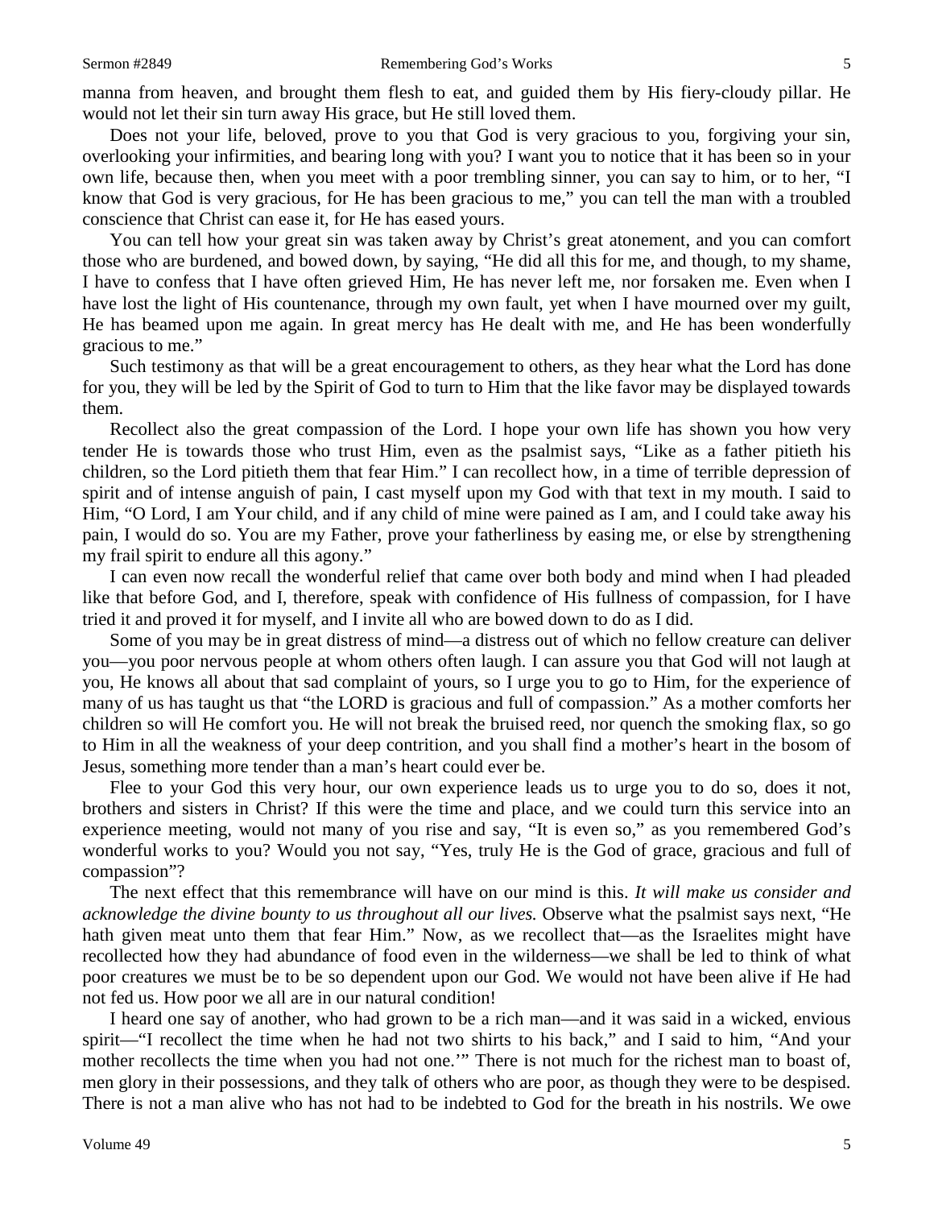manna from heaven, and brought them flesh to eat, and guided them by His fiery-cloudy pillar. He would not let their sin turn away His grace, but He still loved them.

Does not your life, beloved, prove to you that God is very gracious to you, forgiving your sin, overlooking your infirmities, and bearing long with you? I want you to notice that it has been so in your own life, because then, when you meet with a poor trembling sinner, you can say to him, or to her, "I know that God is very gracious, for He has been gracious to me," you can tell the man with a troubled conscience that Christ can ease it, for He has eased yours.

You can tell how your great sin was taken away by Christ's great atonement, and you can comfort those who are burdened, and bowed down, by saying, "He did all this for me, and though, to my shame, I have to confess that I have often grieved Him, He has never left me, nor forsaken me. Even when I have lost the light of His countenance, through my own fault, yet when I have mourned over my guilt, He has beamed upon me again. In great mercy has He dealt with me, and He has been wonderfully gracious to me."

Such testimony as that will be a great encouragement to others, as they hear what the Lord has done for you, they will be led by the Spirit of God to turn to Him that the like favor may be displayed towards them.

Recollect also the great compassion of the Lord. I hope your own life has shown you how very tender He is towards those who trust Him, even as the psalmist says, "Like as a father pitieth his children, so the Lord pitieth them that fear Him." I can recollect how, in a time of terrible depression of spirit and of intense anguish of pain, I cast myself upon my God with that text in my mouth. I said to Him, "O Lord, I am Your child, and if any child of mine were pained as I am, and I could take away his pain, I would do so. You are my Father, prove your fatherliness by easing me, or else by strengthening my frail spirit to endure all this agony."

I can even now recall the wonderful relief that came over both body and mind when I had pleaded like that before God, and I, therefore, speak with confidence of His fullness of compassion, for I have tried it and proved it for myself, and I invite all who are bowed down to do as I did.

Some of you may be in great distress of mind—a distress out of which no fellow creature can deliver you—you poor nervous people at whom others often laugh. I can assure you that God will not laugh at you, He knows all about that sad complaint of yours, so I urge you to go to Him, for the experience of many of us has taught us that "the LORD is gracious and full of compassion." As a mother comforts her children so will He comfort you. He will not break the bruised reed, nor quench the smoking flax, so go to Him in all the weakness of your deep contrition, and you shall find a mother's heart in the bosom of Jesus, something more tender than a man's heart could ever be.

Flee to your God this very hour, our own experience leads us to urge you to do so, does it not, brothers and sisters in Christ? If this were the time and place, and we could turn this service into an experience meeting, would not many of you rise and say, "It is even so," as you remembered God's wonderful works to you? Would you not say, "Yes, truly He is the God of grace, gracious and full of compassion"?

The next effect that this remembrance will have on our mind is this. *It will make us consider and acknowledge the divine bounty to us throughout all our lives.* Observe what the psalmist says next, "He hath given meat unto them that fear Him." Now, as we recollect that—as the Israelites might have recollected how they had abundance of food even in the wilderness—we shall be led to think of what poor creatures we must be to be so dependent upon our God. We would not have been alive if He had not fed us. How poor we all are in our natural condition!

I heard one say of another, who had grown to be a rich man—and it was said in a wicked, envious spirit—"I recollect the time when he had not two shirts to his back," and I said to him, "And your mother recollects the time when you had not one.'" There is not much for the richest man to boast of, men glory in their possessions, and they talk of others who are poor, as though they were to be despised. There is not a man alive who has not had to be indebted to God for the breath in his nostrils. We owe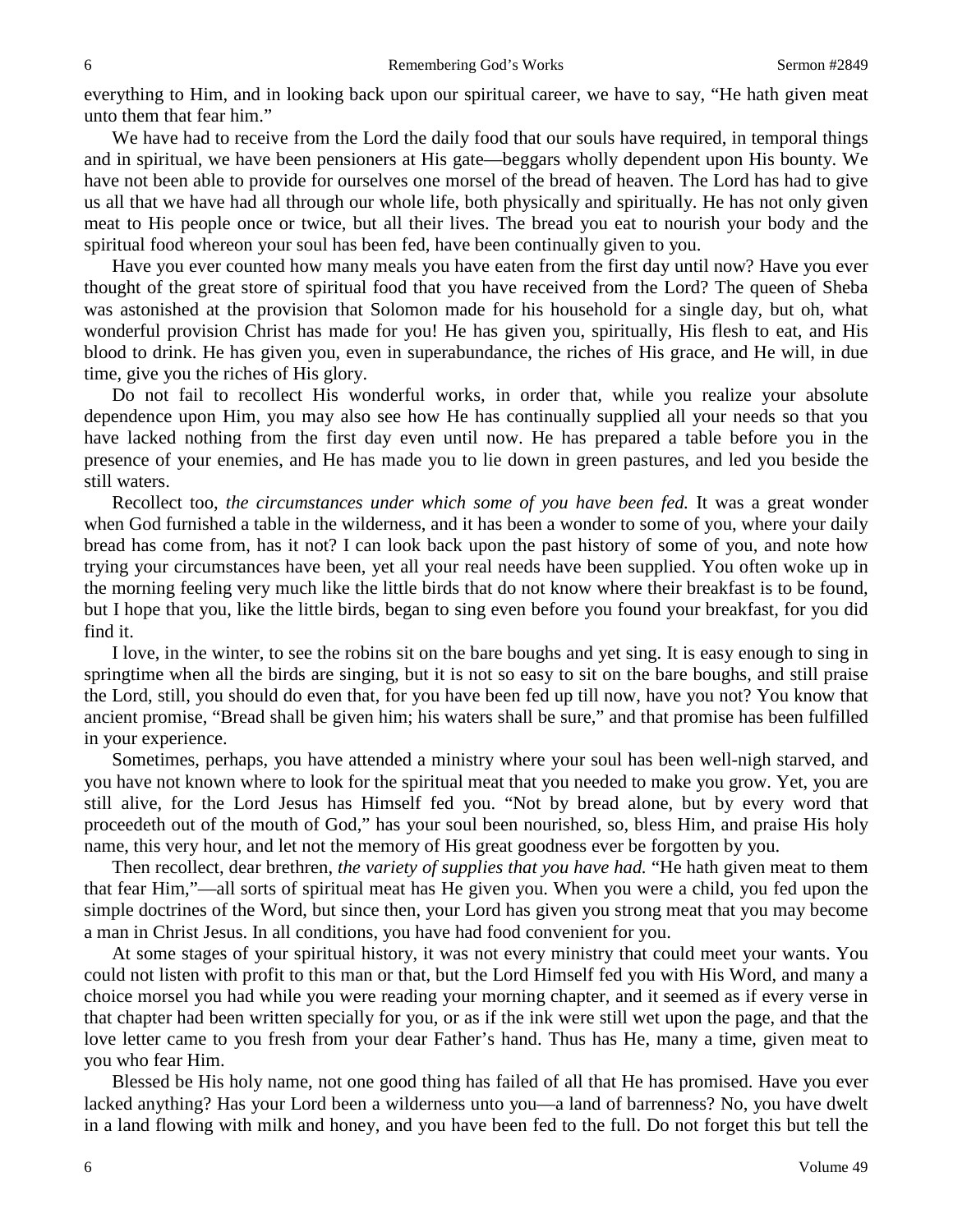everything to Him, and in looking back upon our spiritual career, we have to say, "He hath given meat unto them that fear him."

We have had to receive from the Lord the daily food that our souls have required, in temporal things and in spiritual, we have been pensioners at His gate—beggars wholly dependent upon His bounty. We have not been able to provide for ourselves one morsel of the bread of heaven. The Lord has had to give us all that we have had all through our whole life, both physically and spiritually. He has not only given meat to His people once or twice, but all their lives. The bread you eat to nourish your body and the spiritual food whereon your soul has been fed, have been continually given to you.

Have you ever counted how many meals you have eaten from the first day until now? Have you ever thought of the great store of spiritual food that you have received from the Lord? The queen of Sheba was astonished at the provision that Solomon made for his household for a single day, but oh, what wonderful provision Christ has made for you! He has given you, spiritually, His flesh to eat, and His blood to drink. He has given you, even in superabundance, the riches of His grace, and He will, in due time, give you the riches of His glory.

Do not fail to recollect His wonderful works, in order that, while you realize your absolute dependence upon Him, you may also see how He has continually supplied all your needs so that you have lacked nothing from the first day even until now. He has prepared a table before you in the presence of your enemies, and He has made you to lie down in green pastures, and led you beside the still waters.

Recollect too, *the circumstances under which some of you have been fed.* It was a great wonder when God furnished a table in the wilderness, and it has been a wonder to some of you, where your daily bread has come from, has it not? I can look back upon the past history of some of you, and note how trying your circumstances have been, yet all your real needs have been supplied. You often woke up in the morning feeling very much like the little birds that do not know where their breakfast is to be found, but I hope that you, like the little birds, began to sing even before you found your breakfast, for you did find it.

I love, in the winter, to see the robins sit on the bare boughs and yet sing. It is easy enough to sing in springtime when all the birds are singing, but it is not so easy to sit on the bare boughs, and still praise the Lord, still, you should do even that, for you have been fed up till now, have you not? You know that ancient promise, "Bread shall be given him; his waters shall be sure," and that promise has been fulfilled in your experience.

Sometimes, perhaps, you have attended a ministry where your soul has been well-nigh starved, and you have not known where to look for the spiritual meat that you needed to make you grow. Yet, you are still alive, for the Lord Jesus has Himself fed you. "Not by bread alone, but by every word that proceedeth out of the mouth of God," has your soul been nourished, so, bless Him, and praise His holy name, this very hour, and let not the memory of His great goodness ever be forgotten by you.

Then recollect, dear brethren, *the variety of supplies that you have had.* "He hath given meat to them that fear Him,"—all sorts of spiritual meat has He given you. When you were a child, you fed upon the simple doctrines of the Word, but since then, your Lord has given you strong meat that you may become a man in Christ Jesus. In all conditions, you have had food convenient for you.

At some stages of your spiritual history, it was not every ministry that could meet your wants. You could not listen with profit to this man or that, but the Lord Himself fed you with His Word, and many a choice morsel you had while you were reading your morning chapter, and it seemed as if every verse in that chapter had been written specially for you, or as if the ink were still wet upon the page, and that the love letter came to you fresh from your dear Father's hand. Thus has He, many a time, given meat to you who fear Him.

Blessed be His holy name, not one good thing has failed of all that He has promised. Have you ever lacked anything? Has your Lord been a wilderness unto you—a land of barrenness? No, you have dwelt in a land flowing with milk and honey, and you have been fed to the full. Do not forget this but tell the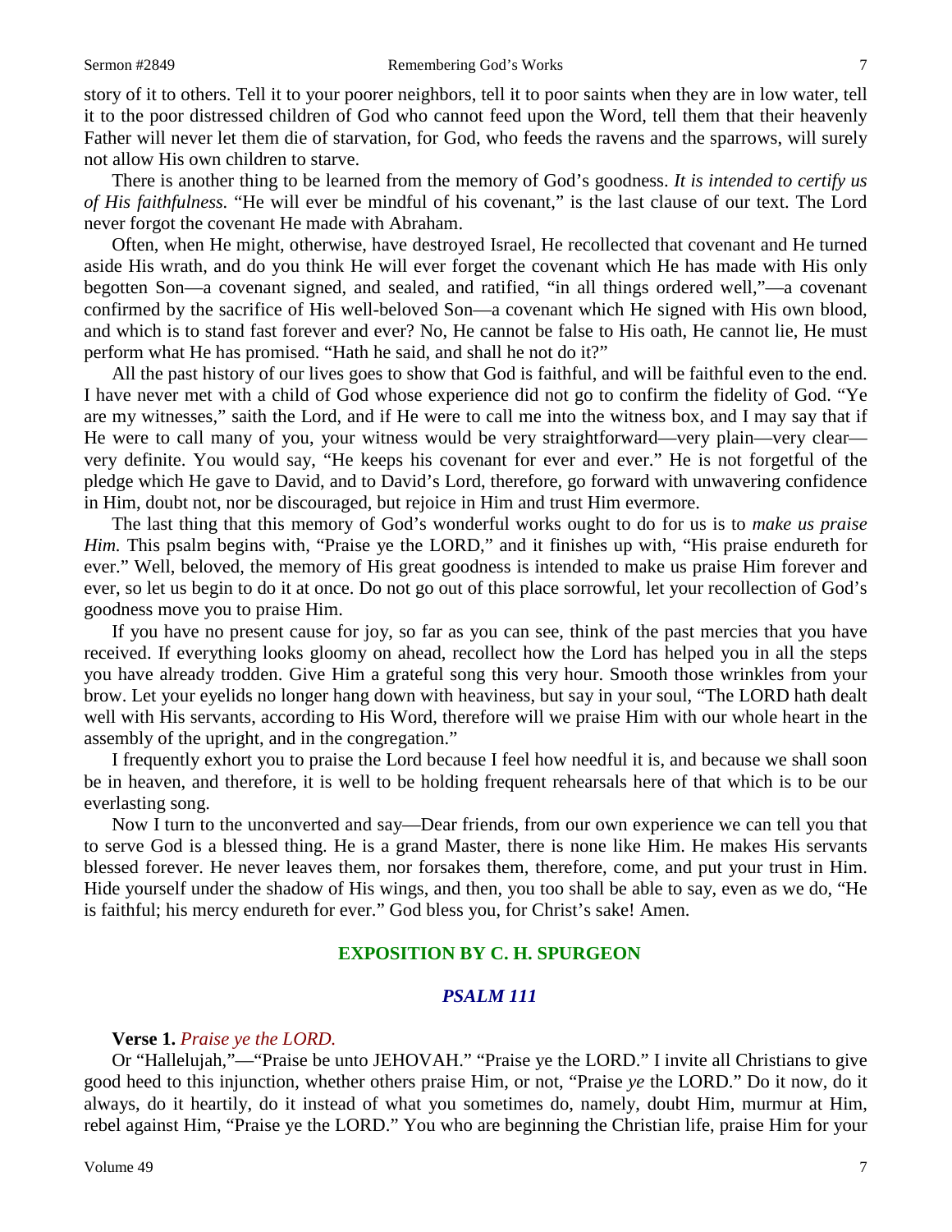story of it to others. Tell it to your poorer neighbors, tell it to poor saints when they are in low water, tell it to the poor distressed children of God who cannot feed upon the Word, tell them that their heavenly Father will never let them die of starvation, for God, who feeds the ravens and the sparrows, will surely not allow His own children to starve.

There is another thing to be learned from the memory of God's goodness. *It is intended to certify us of His faithfulness.* "He will ever be mindful of his covenant," is the last clause of our text. The Lord never forgot the covenant He made with Abraham.

Often, when He might, otherwise, have destroyed Israel, He recollected that covenant and He turned aside His wrath, and do you think He will ever forget the covenant which He has made with His only begotten Son—a covenant signed, and sealed, and ratified, "in all things ordered well,"—a covenant confirmed by the sacrifice of His well-beloved Son—a covenant which He signed with His own blood, and which is to stand fast forever and ever? No, He cannot be false to His oath, He cannot lie, He must perform what He has promised. "Hath he said, and shall he not do it?"

All the past history of our lives goes to show that God is faithful, and will be faithful even to the end. I have never met with a child of God whose experience did not go to confirm the fidelity of God. "Ye are my witnesses," saith the Lord, and if He were to call me into the witness box, and I may say that if He were to call many of you, your witness would be very straightforward—very plain—very clear—very definite. You would say, "He keeps his covenant for ever and ever." He is not forgetful of the pledge which He gave to David, and to David's Lord, therefore, go forward with unwavering confidence in Him, doubt not, nor be discouraged, but rejoice in Him and trust Him evermore.

The last thing that this memory of God's wonderful works ought to do for us is to *make us praise Him.* This psalm begins with, "Praise ye the LORD," and it finishes up with, "His praise endureth for ever." Well, beloved, the memory of His great goodness is intended to make us praise Him forever and ever, so let us begin to do it at once. Do not go out of this place sorrowful, let your recollection of God's goodness move you to praise Him.

If you have no present cause for joy, so far as you can see, think of the past mercies that you have received. If everything looks gloomy on ahead, recollect how the Lord has helped you in all the steps you have already trodden. Give Him a grateful song this very hour. Smooth those wrinkles from your brow. Let your eyelids no longer hang down with heaviness, but say in your soul, "The LORD hath dealt well with His servants, according to His Word, therefore will we praise Him with our whole heart in the assembly of the upright, and in the congregation."

I frequently exhort you to praise the Lord because I feel how needful it is, and because we shall soon be in heaven, and therefore, it is well to be holding frequent rehearsals here of that which is to be our everlasting song.

Now I turn to the unconverted and say—Dear friends, from our own experience we can tell you that to serve God is a blessed thing. He is a grand Master, there is none like Him. He makes His servants blessed forever. He never leaves them, nor forsakes them, therefore, come, and put your trust in Him. Hide yourself under the shadow of His wings, and then, you too shall be able to say, even as we do, "He is faithful; his mercy endureth for ever." God bless you, for Christ's sake! Amen.

## EXPOSITION BY C. H. SPURGEON

### *PSALM 111*

**Verse 1.** *Praise ye the LORD.*

Or "Hallelujah,"—"Praise be unto JEHOVAH." "Praise ye the LORD." I invite all Christians to give good heed to this injunction, whether others praise Him, or not, "Praise *ye* the LORD." Do it now, do it always, do it heartily, do it instead of what you sometimes do, namely, doubt Him, murmur at Him, rebel against Him, "Praise ye the LORD." You who are beginning the Christian life, praise Him for your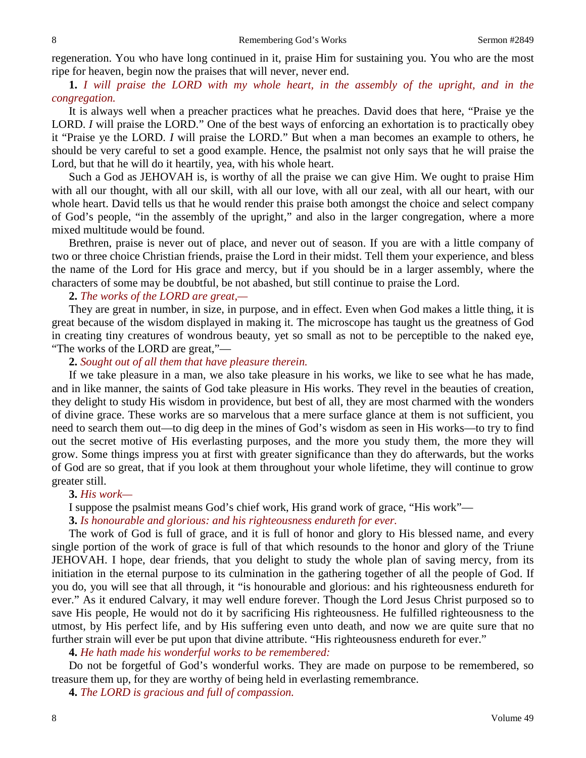regeneration. You who have long continued in it, praise Him for sustaining you. You who are the most ripe for heaven, begin now the praises that will never, never end.

**1.** *I will praise the LORD with my whole heart, in the assembly of the upright, and in the congregation.*

It is always well when a preacher practices what he preaches. David does that here, "Praise ye the LORD. *I* will praise the LORD." One of the best ways of enforcing an exhortation is to practically obey it "Praise ye the LORD. *I* will praise the LORD." But when a man becomes an example to others, he should be very careful to set a good example. Hence, the psalmist not only says that he will praise the Lord, but that he will do it heartily, yea, with his whole heart.

Such a God as JEHOVAH is, is worthy of all the praise we can give Him. We ought to praise Him with all our thought, with all our skill, with all our love, with all our zeal, with all our heart, with our whole heart. David tells us that he would render this praise both amongst the choice and select company of God's people, "in the assembly of the upright," and also in the larger congregation, where a more mixed multitude would be found.

Brethren, praise is never out of place, and never out of season. If you are with a little company of two or three choice Christian friends, praise the Lord in their midst. Tell them your experience, and bless the name of the Lord for His grace and mercy, but if you should be in a larger assembly, where the characters of some may be doubtful, be not abashed, but still continue to praise the Lord.

**2.** *The works of the LORD are great,—*

They are great in number, in size, in purpose, and in effect. Even when God makes a little thing, it is great because of the wisdom displayed in making it. The microscope has taught us the greatness of God in creating tiny creatures of wondrous beauty, yet so small as not to be perceptible to the naked eye, "The works of the LORD are great,"—

**2.** *Sought out of all them that have pleasure therein.*

If we take pleasure in a man, we also take pleasure in his works, we like to see what he has made, and in like manner, the saints of God take pleasure in His works. They revel in the beauties of creation, they delight to study His wisdom in providence, but best of all, they are most charmed with the wonders of divine grace. These works are so marvelous that a mere surface glance at them is not sufficient, you need to search them out—to dig deep in the mines of God's wisdom as seen in His works—to try to find out the secret motive of His everlasting purposes, and the more you study them, the more they will grow. Some things impress you at first with greater significance than they do afterwards, but the works of God are so great, that if you look at them throughout your whole lifetime, they will continue to grow greater still.

**3.** *His work—*

I suppose the psalmist means God's chief work, His grand work of grace, "His work"—

**3.** *Is honourable and glorious: and his righteousness endureth for ever.*

The work of God is full of grace, and it is full of honor and glory to His blessed name, and every single portion of the work of grace is full of that which resounds to the honor and glory of the Triune JEHOVAH. I hope, dear friends, that you delight to study the whole plan of saving mercy, from its initiation in the eternal purpose to its culmination in the gathering together of all the people of God. If you do, you will see that all through, it "is honourable and glorious: and his righteousness endureth for ever." As it endured Calvary, it may well endure forever. Though the Lord Jesus Christ purposed so to save His people, He would not do it by sacrificing His righteousness. He fulfilled righteousness to the utmost, by His perfect life, and by His suffering even unto death, and now we are quite sure that no further strain will ever be put upon that divine attribute. "His righteousness endureth for ever."

**4.** *He hath made his wonderful works to be remembered:*

Do not be forgetful of God's wonderful works. They are made on purpose to be remembered, so treasure them up, for they are worthy of being held in everlasting remembrance.

**4.** *The LORD is gracious and full of compassion.*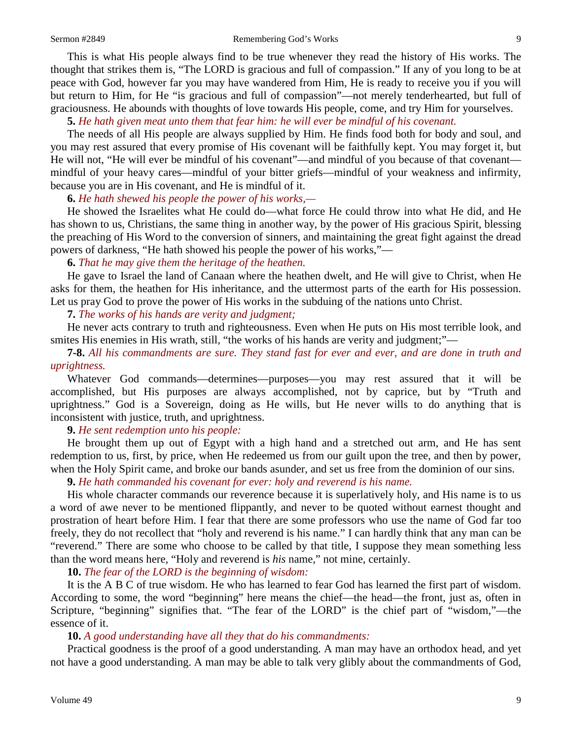This is what His people always find to be true whenever they read the history of His works. The thought that strikes them is, "The LORD is gracious and full of compassion." If any of you long to be at peace with God, however far you may have wandered from Him, He is ready to receive you if you will but return to Him, for He "is gracious and full of compassion"—not merely tenderhearted, but full of graciousness. He abounds with thoughts of love towards His people, come, and try Him for yourselves.

**5.** *He hath given meat unto them that fear him: he will ever be mindful of his covenant.*

The needs of all His people are always supplied by Him. He finds food both for body and soul, and you may rest assured that every promise of His covenant will be faithfully kept. You may forget it, but He will not, "He will ever be mindful of his covenant"—and mindful of you because of that covenant—mindful of your heavy cares—mindful of your bitter griefs—mindful of your weakness and infirmity, because you are in His covenant, and He is mindful of it.

**6.** *He hath shewed his people the power of his works,—*

He showed the Israelites what He could do—what force He could throw into what He did, and He has shown to us, Christians, the same thing in another way, by the power of His gracious Spirit, blessing the preaching of His Word to the conversion of sinners, and maintaining the great fight against the dread powers of darkness, "He hath showed his people the power of his works,"—

**6.** *That he may give them the heritage of the heathen.*

He gave to Israel the land of Canaan where the heathen dwelt, and He will give to Christ, when He asks for them, the heathen for His inheritance, and the uttermost parts of the earth for His possession. Let us pray God to prove the power of His works in the subduing of the nations unto Christ.

**7.** *The works of his hands are verity and judgment;*

He never acts contrary to truth and righteousness. Even when He puts on His most terrible look, and smites His enemies in His wrath, still, "the works of his hands are verity and judgment;"—

**7-8.** *All his commandments are sure. They stand fast for ever and ever, and are done in truth and uprightness.*

Whatever God commands—determines—purposes—you may rest assured that it will be accomplished, but His purposes are always accomplished, not by caprice, but by "Truth and uprightness." God is a Sovereign, doing as He wills, but He never wills to do anything that is inconsistent with justice, truth, and uprightness.

**9.** *He sent redemption unto his people:*

He brought them up out of Egypt with a high hand and a stretched out arm, and He has sent redemption to us, first, by price, when He redeemed us from our guilt upon the tree, and then by power, when the Holy Spirit came, and broke our bands asunder, and set us free from the dominion of our sins.

**9.** *He hath commanded his covenant for ever: holy and reverend is his name.*

His whole character commands our reverence because it is superlatively holy, and His name is to us a word of awe never to be mentioned flippantly, and never to be quoted without earnest thought and prostration of heart before Him. I fear that there are some professors who use the name of God far too freely, they do not recollect that "holy and reverend is his name." I can hardly think that any man can be "reverend." There are some who choose to be called by that title, I suppose they mean something less than the word means here, "Holy and reverend is *his* name," not mine, certainly.

**10.** *The fear of the LORD is the beginning of wisdom:*

It is the A B C of true wisdom. He who has learned to fear God has learned the first part of wisdom. According to some, the word "beginning" here means the chief—the head—the front, just as, often in Scripture, "beginning" signifies that. "The fear of the LORD" is the chief part of "wisdom,"—the essence of it.

**10.** *A good understanding have all they that do his commandments:*

Practical goodness is the proof of a good understanding. A man may have an orthodox head, and yet not have a good understanding. A man may be able to talk very glibly about the commandments of God,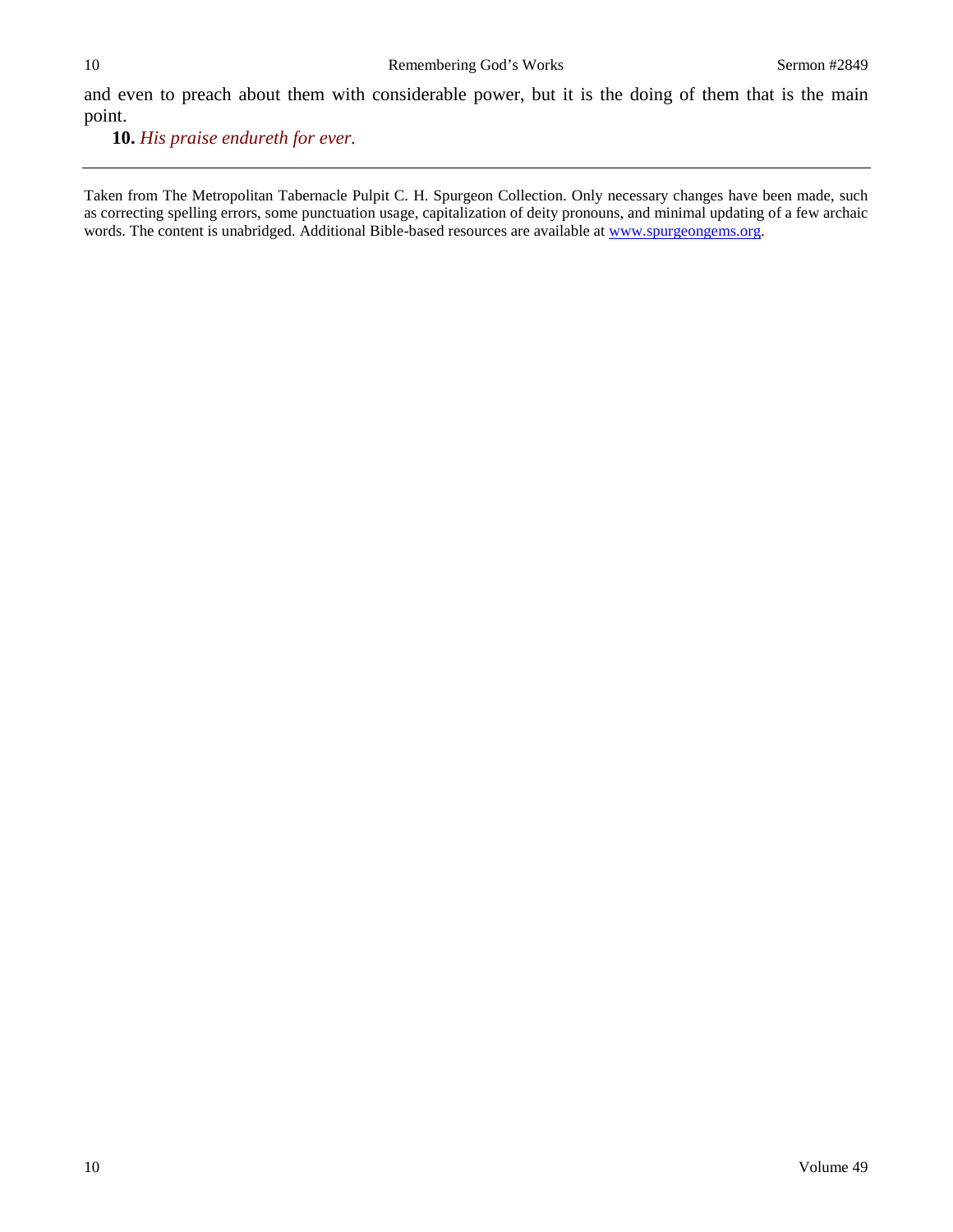and even to preach about them with considerable power, but it is the doing of them that is the main point.

**10.** *His praise endureth for ever.*

---

Taken from The Metropolitan Tabernacle Pulpit C. H. Spurgeon Collection. Only necessary changes have been made, such as correcting spelling errors, some punctuation usage, capitalization of deity pronouns, and minimal updating of a few archaic words. The content is unabridged. Additional Bible-based resources are available at www.spurgeongems.org.